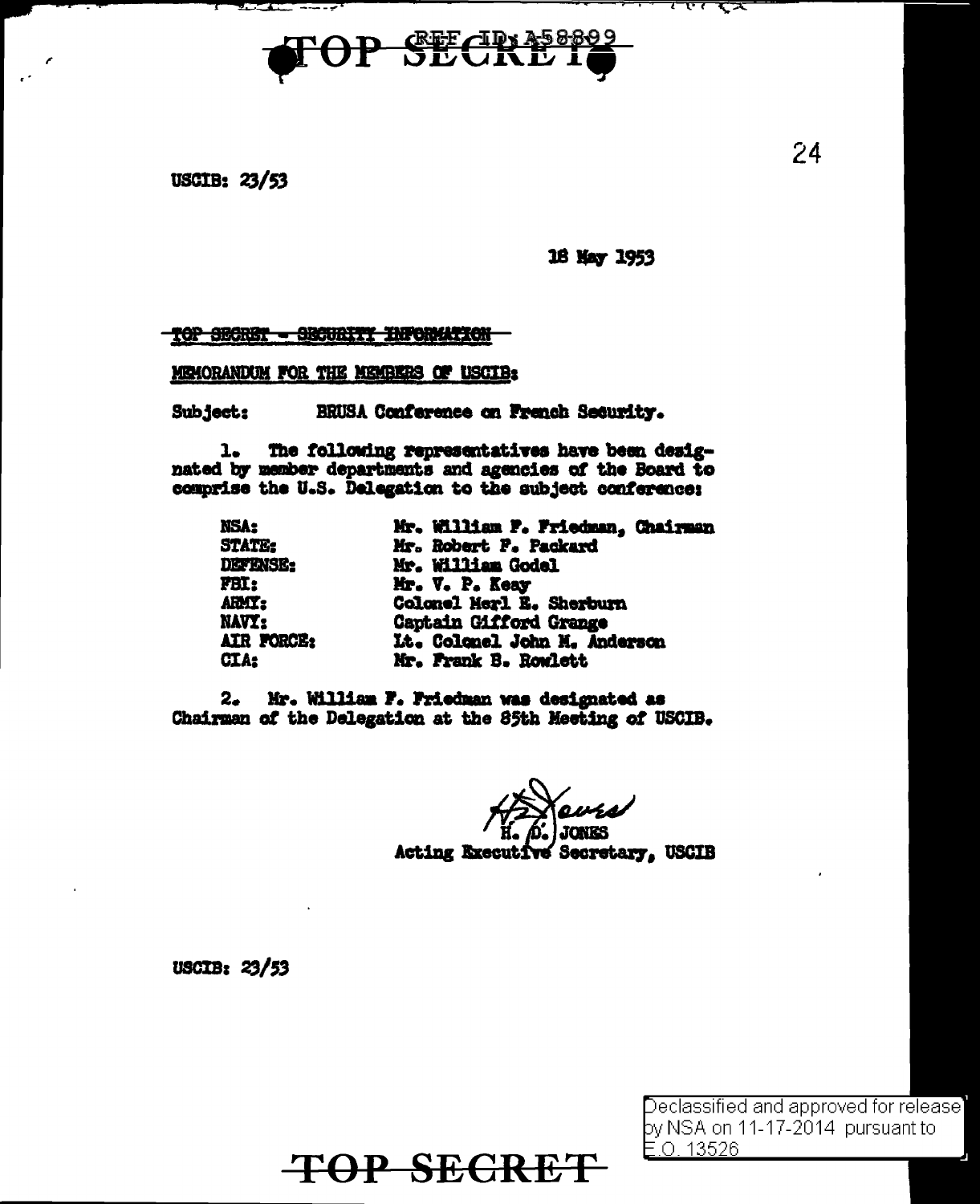TOP SECRET

REF ID:A58899

USCIB: 23/53

18 May 1953

~~TOP SECRET - SECURITY INFORMATION~~

MEMORANDUM FOR THE MEMBERS OF USCIB:

Subject: BRUSA Conference on French Security.

1. The following representatives have been designated by member departments and agencies of the Board to comprise the U.S. Delegation to the subject conference:

| | |
|---|---|
| NSA: | Mr. William F. Friedman, Chairman |
| STATE: | Mr. Robert F. Packard |
| DEFENSE: | Mr. William Godel |
| FBI: | Mr. V. P. Keay |
| ARMY: | Colonel Merl E. Sherburn |
| NAVY: | Captain Gifford Grange |
| AIR FORCE: | Lt. Colonel John M. Anderson |
| CIA: | Mr. Frank B. Rowlett |

2. Mr. William F. Friedman was designated as Chairman of the Delegation at the 85th Meeting of USCIB.

H. D. JONES
Acting Executive Secretary, USCIB

USCIB: 23/53

Declassified and approved for release by NSA on 11-17-2014 pursuant to E.O. 13526

TOP SECRET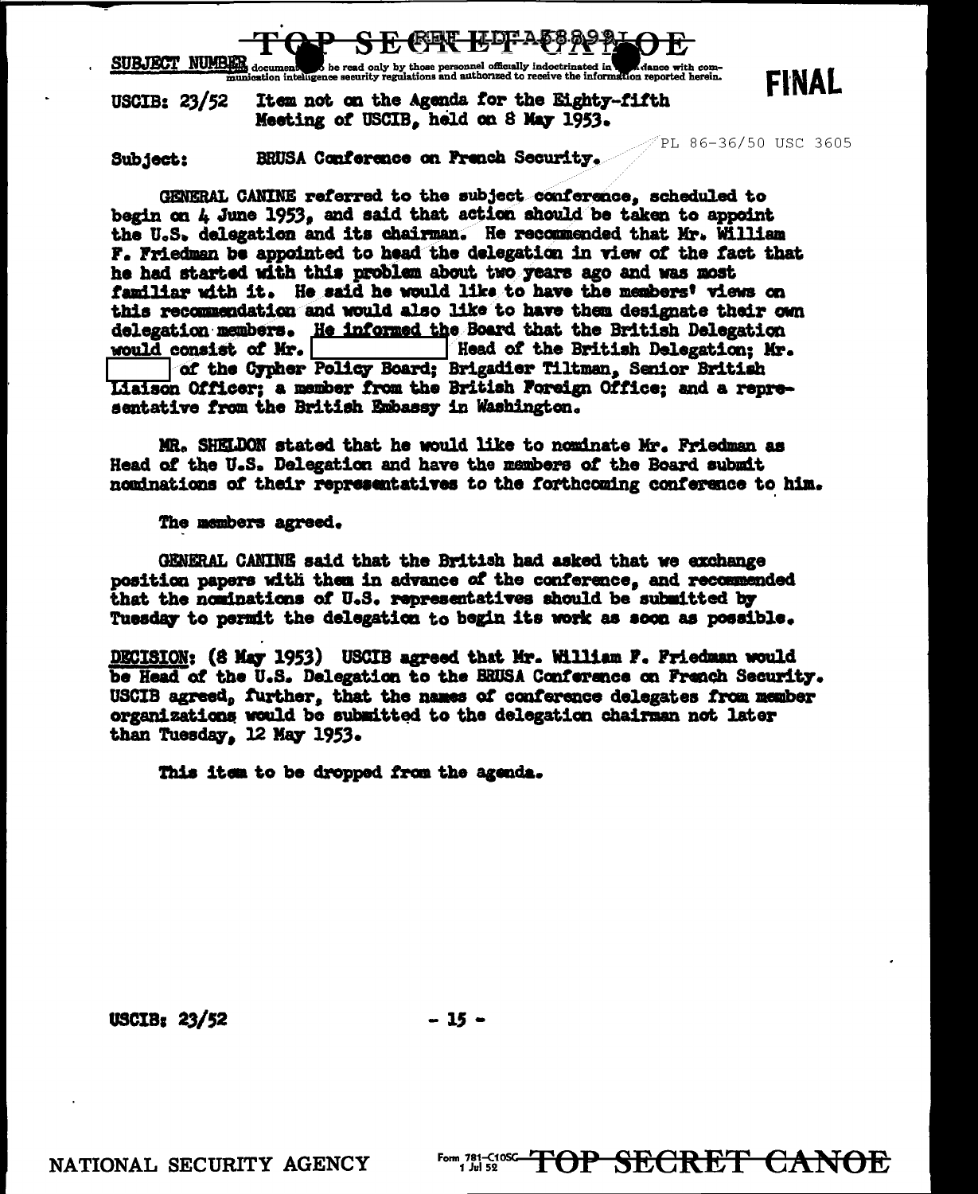SUBJECT NUMBER This document to be read only by those personnel officially indoctrinated in accordance with communication intelligence security regulations and authorized to receive the information reported herein.

**FINAL**

USCIB: 23/52 Item not on the Agenda for the Eighty-fifth Meeting of USCIB, held on 8 May 1953.

PL 86-36/50 USC 3605

Subject: BRUSA Conference on French Security.

GENERAL CANINE referred to the subject conference, scheduled to begin on 4 June 1953, and said that action should be taken to appoint the U.S. delegation and its chairman. He recommended that Mr. William F. Friedman be appointed to head the delegation in view of the fact that he had started with this problem about two years ago and was most familiar with it. He said he would like to have the members' views on this recommendation and would also like to have them designate their own delegation members. He informed the Board that the British Delegation would consist of Mr. [          ] Head of the British Delegation; Mr. [          ] of the Cypher Policy Board; Brigadier Tiltman, Senior British Liaison Officer; a member from the British Foreign Office; and a representative from the British Embassy in Washington.

MR. SHELDON stated that he would like to nominate Mr. Friedman as Head of the U.S. Delegation and have the members of the Board submit nominations of their representatives to the forthcoming conference to him.

The members agreed.

GENERAL CANINE said that the British had asked that we exchange position papers with them in advance of the conference, and recommended that the nominations of U.S. representatives should be submitted by Tuesday to permit the delegation to begin its work as soon as possible.

DECISION: (8 May 1953) USCIB agreed that Mr. William F. Friedman would be Head of the U.S. Delegation to the BRUSA Conference on French Security. USCIB agreed, further, that the names of conference delegates from member organizations would be submitted to the delegation chairman not later than Tuesday, 12 May 1953.

This item to be dropped from the agenda.

USCIB: 23/52